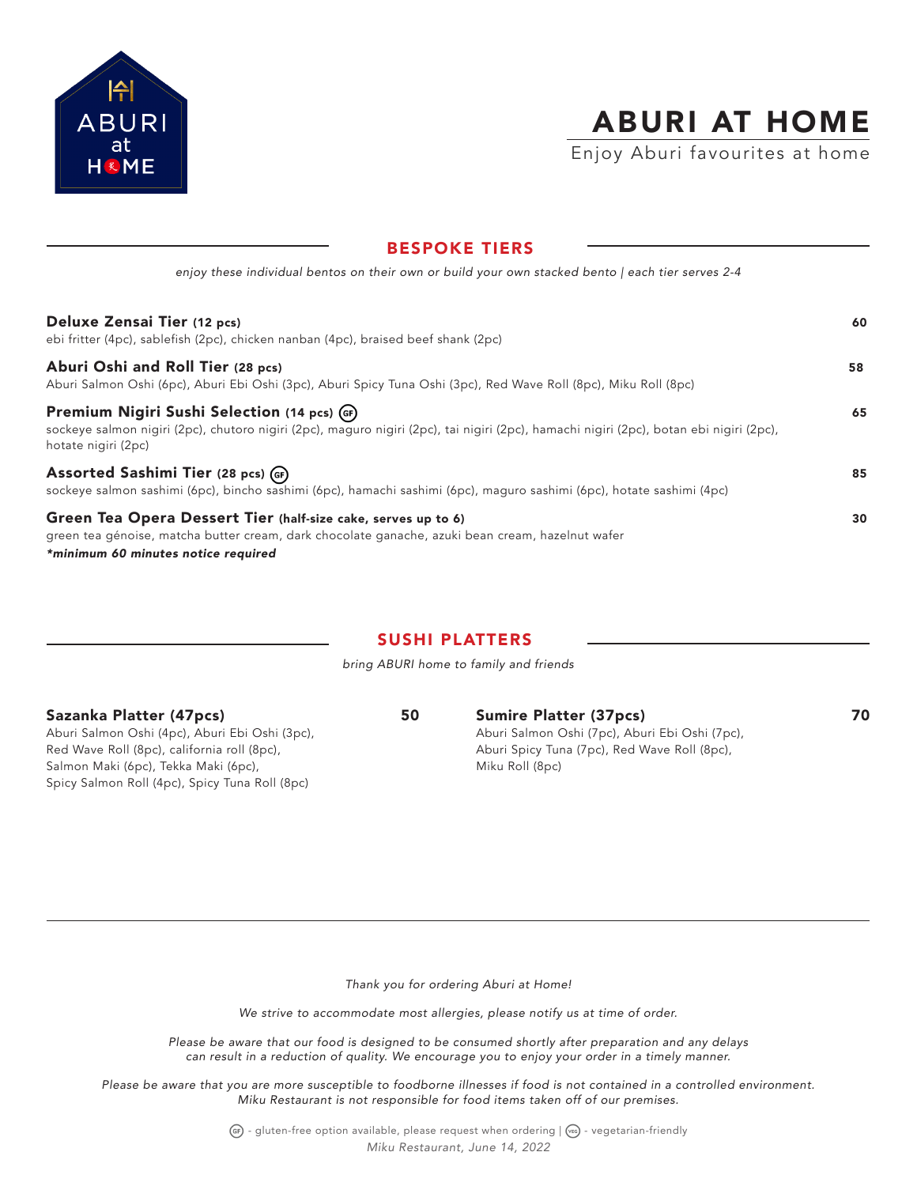# ABURI AT HOME

Enjoy Aburi favourites at home

## BESPOKE TIERS

*enjoy these individual bentos on their own or build your own stacked bento | each tier serves 2-4*

**Deluxe Zensai Tier (12 pcs)** — 60
ebi fritter (4pc), sablefish (2pc), chicken nanban (4pc), braised beef shank (2pc)

**Aburi Oshi and Roll Tier (28 pcs)** — 58
Aburi Salmon Oshi (6pc), Aburi Ebi Oshi (3pc), Aburi Spicy Tuna Oshi (3pc), Red Wave Roll (8pc), Miku Roll (8pc)

**Premium Nigiri Sushi Selection (14 pcs) (GF)** — 65
sockeye salmon nigiri (2pc), chutoro nigiri (2pc), maguro nigiri (2pc), tai nigiri (2pc), hamachi nigiri (2pc), botan ebi nigiri (2pc), hotate nigiri (2pc)

**Assorted Sashimi Tier (28 pcs) (GF)** — 85
sockeye salmon sashimi (6pc), bincho sashimi (6pc), hamachi sashimi (6pc), maguro sashimi (6pc), hotate sashimi (4pc)

**Green Tea Opera Dessert Tier (half-size cake, serves up to 6)** — 30
green tea génoise, matcha butter cream, dark chocolate ganache, azuki bean cream, hazelnut wafer
***minimum 60 minutes notice required***

## SUSHI PLATTERS

*bring ABURI home to family and friends*

**Sazanka Platter (47pcs)** — 50
Aburi Salmon Oshi (4pc), Aburi Ebi Oshi (3pc), Red Wave Roll (8pc), california roll (8pc), Salmon Maki (6pc), Tekka Maki (6pc), Spicy Salmon Roll (4pc), Spicy Tuna Roll (8pc)

**Sumire Platter (37pcs)** — 70
Aburi Salmon Oshi (7pc), Aburi Ebi Oshi (7pc), Aburi Spicy Tuna (7pc), Red Wave Roll (8pc), Miku Roll (8pc)

---

*Thank you for ordering Aburi at Home!*

*We strive to accommodate most allergies, please notify us at time of order.*

*Please be aware that our food is designed to be consumed shortly after preparation and any delays can result in a reduction of quality. We encourage you to enjoy your order in a timely manner.*

*Please be aware that you are more susceptible to foodborne illnesses if food is not contained in a controlled environment. Miku Restaurant is not responsible for food items taken off of our premises.*

(GF) - gluten-free option available, please request when ordering | (VEG) - vegetarian-friendly

*Miku Restaurant, June 14, 2022*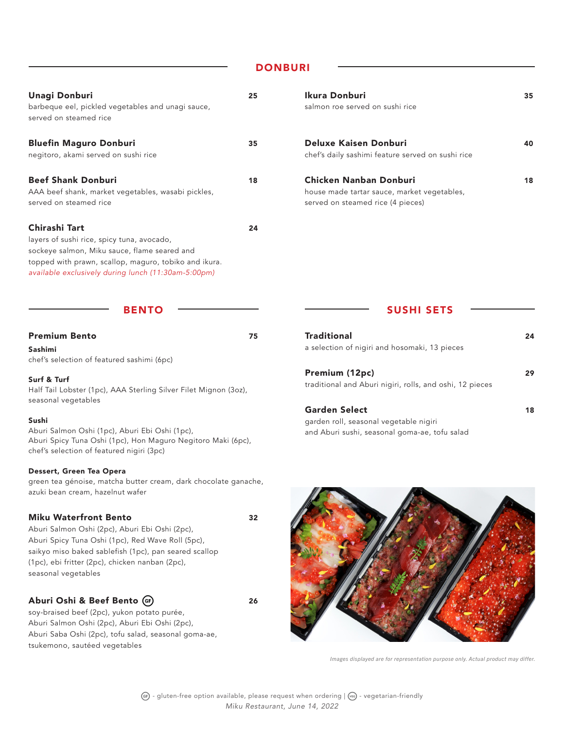## DONBURI

**Unagi Donburi** 25
barbeque eel, pickled vegetables and unagi sauce, served on steamed rice

**Bluefin Maguro Donburi** 35
negitoro, akami served on sushi rice

**Beef Shank Donburi** 18
AAA beef shank, market vegetables, wasabi pickles, served on steamed rice

**Chirashi Tart** 24
layers of sushi rice, spicy tuna, avocado, sockeye salmon, Miku sauce, flame seared and topped with prawn, scallop, maguro, tobiko and ikura.
*available exclusively during lunch (11:30am-5:00pm)*

**Ikura Donburi** 35
salmon roe served on sushi rice

**Deluxe Kaisen Donburi** 40
chef's daily sashimi feature served on sushi rice

**Chicken Nanban Donburi** 18
house made tartar sauce, market vegetables, served on steamed rice (4 pieces)

## BENTO

**Premium Bento** 75

**Sashimi**
chef's selection of featured sashimi (6pc)

**Surf & Turf**
Half Tail Lobster (1pc), AAA Sterling Silver Filet Mignon (3oz), seasonal vegetables

**Sushi**
Aburi Salmon Oshi (1pc), Aburi Ebi Oshi (1pc), Aburi Spicy Tuna Oshi (1pc), Hon Maguro Negitoro Maki (6pc), chef's selection of featured nigiri (3pc)

**Dessert, Green Tea Opera**
green tea génoise, matcha butter cream, dark chocolate ganache, azuki bean cream, hazelnut wafer

**Miku Waterfront Bento** 32
Aburi Salmon Oshi (2pc), Aburi Ebi Oshi (2pc), Aburi Spicy Tuna Oshi (1pc), Red Wave Roll (5pc), saikyo miso baked sablefish (1pc), pan seared scallop (1pc), ebi fritter (2pc), chicken nanban (2pc), seasonal vegetables

**Aburi Oshi & Beef Bento** (GF) 26
soy-braised beef (2pc), yukon potato purée, Aburi Salmon Oshi (2pc), Aburi Ebi Oshi (2pc), Aburi Saba Oshi (2pc), tofu salad, seasonal goma-ae, tsukemono, sautéed vegetables

## SUSHI SETS

**Traditional** 24
a selection of nigiri and hosomaki, 13 pieces

**Premium (12pc)** 29
traditional and Aburi nigiri, rolls, and oshi, 12 pieces

**Garden Select** 18
garden roll, seasonal vegetable nigiri and Aburi sushi, seasonal goma-ae, tofu salad

*Images displayed are for representation purpose only. Actual product may differ.*

(GF) - gluten-free option available, please request when ordering | (VEG) - vegetarian-friendly

*Miku Restaurant, June 14, 2022*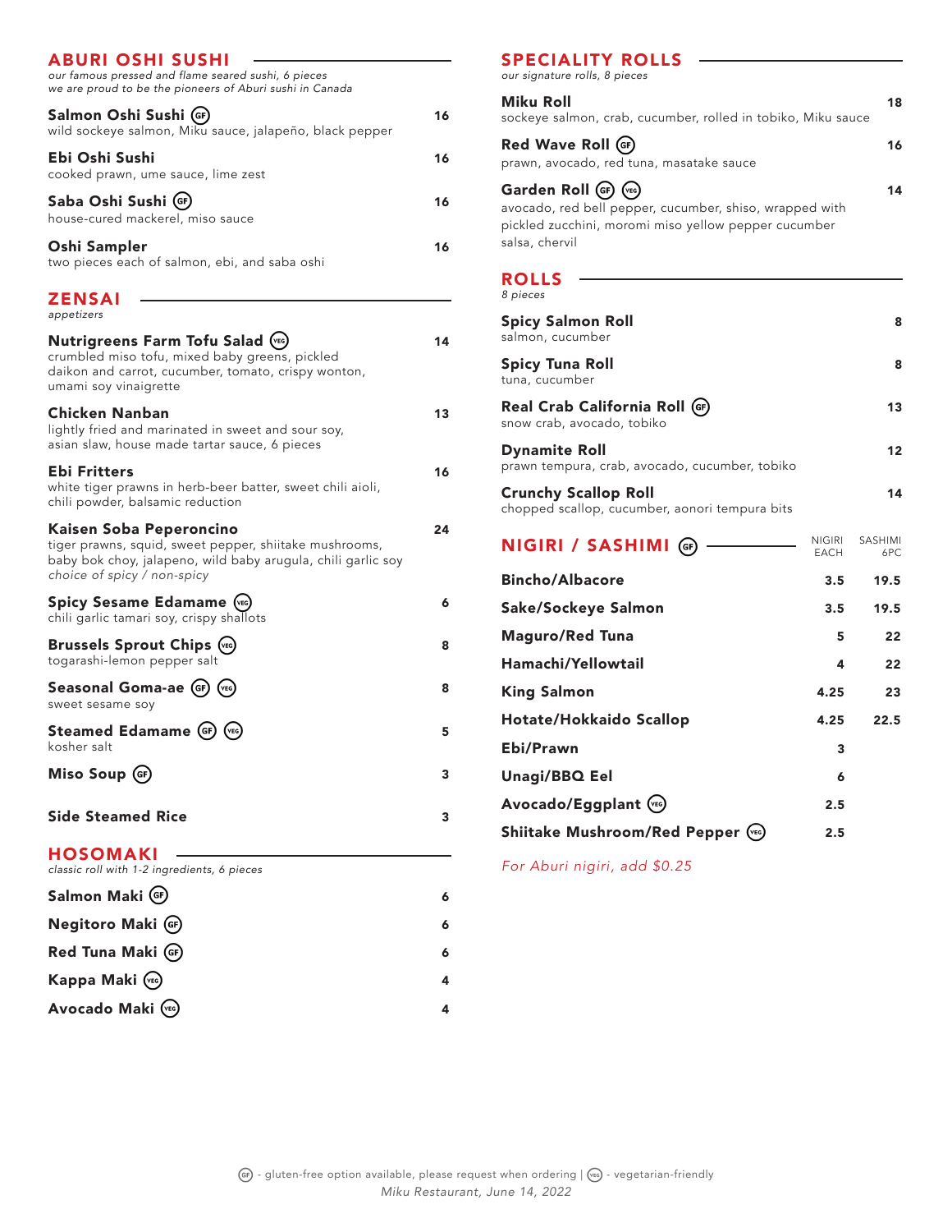## ABURI OSHI SUSHI

*our famous pressed and flame seared sushi, 6 pieces*
*we are proud to be the pioneers of Aburi sushi in Canada*

**Salmon Oshi Sushi** (GF) — 16
wild sockeye salmon, Miku sauce, jalapeño, black pepper

**Ebi Oshi Sushi** — 16
cooked prawn, ume sauce, lime zest

**Saba Oshi Sushi** (GF) — 16
house-cured mackerel, miso sauce

**Oshi Sampler** — 16
two pieces each of salmon, ebi, and saba oshi

## ZENSAI

*appetizers*

**Nutrigreens Farm Tofu Salad** (VEG) — 14
crumbled miso tofu, mixed baby greens, pickled daikon and carrot, cucumber, tomato, crispy wonton, umami soy vinaigrette

**Chicken Nanban** — 13
lightly fried and marinated in sweet and sour soy, asian slaw, house made tartar sauce, 6 pieces

**Ebi Fritters** — 16
white tiger prawns in herb-beer batter, sweet chili aioli, chili powder, balsamic reduction

**Kaisen Soba Peperoncino** — 24
tiger prawns, squid, sweet pepper, shiitake mushrooms, baby bok choy, jalapeno, wild baby arugula, chili garlic soy
*choice of spicy / non-spicy*

**Spicy Sesame Edamame** (VEG) — 6
chili garlic tamari soy, crispy shallots

**Brussels Sprout Chips** (VEG) — 8
togarashi-lemon pepper salt

**Seasonal Goma-ae** (GF) (VEG) — 8
sweet sesame soy

**Steamed Edamame** (GF) (VEG) — 5
kosher salt

**Miso Soup** (GF) — 3

**Side Steamed Rice** — 3

## HOSOMAKI

*classic roll with 1-2 ingredients, 6 pieces*

**Salmon Maki** (GF) — 6

**Negitoro Maki** (GF) — 6

**Red Tuna Maki** (GF) — 6

**Kappa Maki** (VEG) — 4

**Avocado Maki** (VEG) — 4

## SPECIALITY ROLLS

*our signature rolls, 8 pieces*

**Miku Roll** — 18
sockeye salmon, crab, cucumber, rolled in tobiko, Miku sauce

**Red Wave Roll** (GF) — 16
prawn, avocado, red tuna, masatake sauce

**Garden Roll** (GF) (VEG) — 14
avocado, red bell pepper, cucumber, shiso, wrapped with pickled zucchini, moromi miso yellow pepper cucumber salsa, chervil

## ROLLS

*8 pieces*

**Spicy Salmon Roll** — 8
salmon, cucumber

**Spicy Tuna Roll** — 8
tuna, cucumber

**Real Crab California Roll** (GF) — 13
snow crab, avocado, tobiko

**Dynamite Roll** — 12
prawn tempura, crab, avocado, cucumber, tobiko

**Crunchy Scallop Roll** — 14
chopped scallop, cucumber, aonori tempura bits

## NIGIRI / SASHIMI (GF)

| | NIGIRI EACH | SASHIMI 6PC |
|---|---|---|
| **Bincho/Albacore** | 3.5 | 19.5 |
| **Sake/Sockeye Salmon** | 3.5 | 19.5 |
| **Maguro/Red Tuna** | 5 | 22 |
| **Hamachi/Yellowtail** | 4 | 22 |
| **King Salmon** | 4.25 | 23 |
| **Hotate/Hokkaido Scallop** | 4.25 | 22.5 |
| **Ebi/Prawn** | 3 | |
| **Unagi/BBQ Eel** | 6 | |
| **Avocado/Eggplant** (VEG) | 2.5 | |
| **Shiitake Mushroom/Red Pepper** (VEG) | 2.5 | |

*For Aburi nigiri, add $0.25*

(GF) - gluten-free option available, please request when ordering | (VEG) - vegetarian-friendly

*Miku Restaurant, June 14, 2022*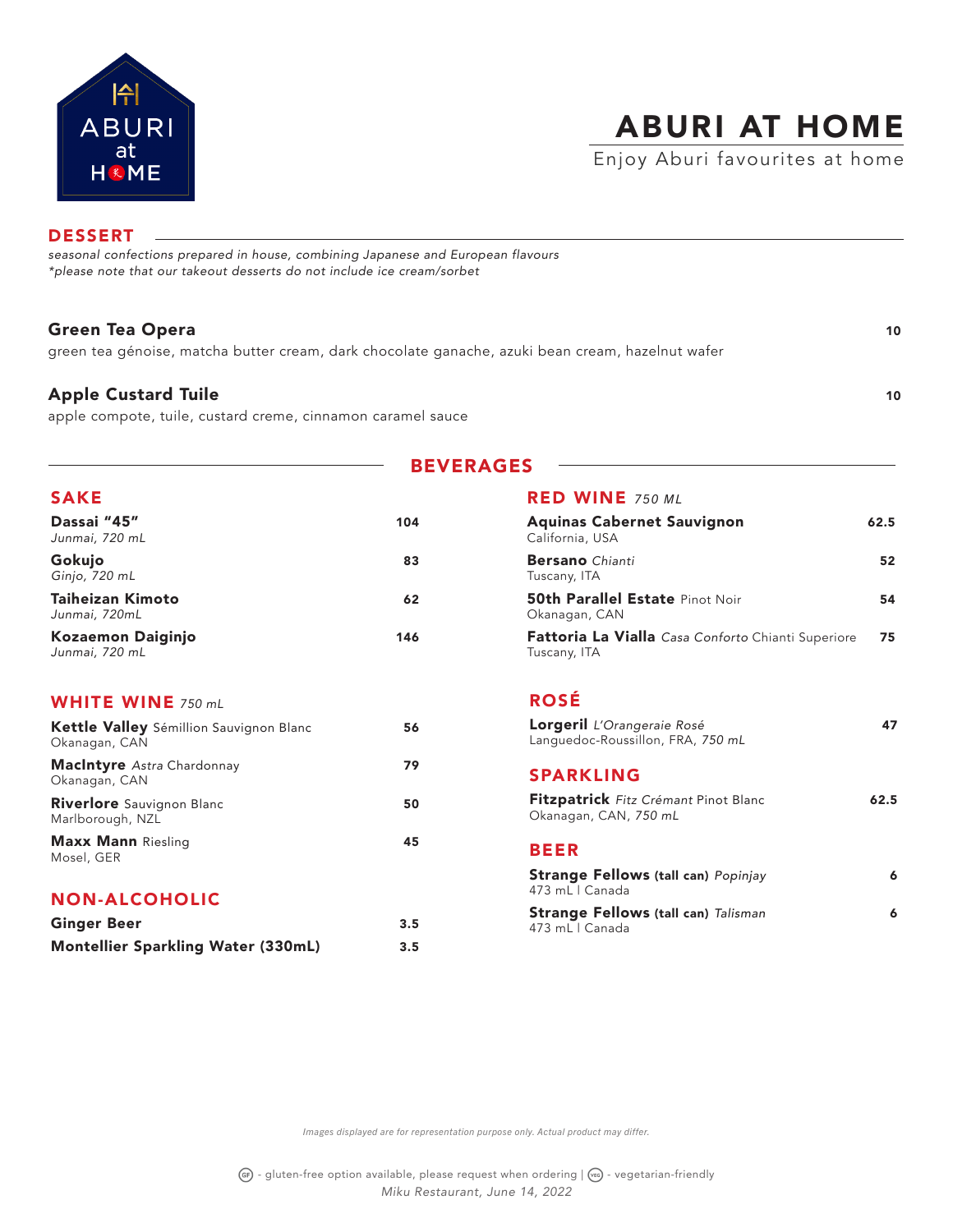ABURI at HOME

# ABURI AT HOME

Enjoy Aburi favourites at home

## DESSERT

*seasonal confections prepared in house, combining Japanese and European flavours*
*\*please note that our takeout desserts do not include ice cream/sorbet*

**Green Tea Opera** 10
green tea génoise, matcha butter cream, dark chocolate ganache, azuki bean cream, hazelnut wafer

**Apple Custard Tuile** 10
apple compote, tuile, custard creme, cinnamon caramel sauce

## BEVERAGES

### SAKE

| | |
|---|---|
| **Dassai "45"** *Junmai, 720 mL* | 104 |
| **Gokujo** *Ginjo, 720 mL* | 83 |
| **Taiheizan Kimoto** *Junmai, 720mL* | 62 |
| **Kozaemon Daiginjo** *Junmai, 720 mL* | 146 |

### WHITE WINE *750 mL*

| | |
|---|---|
| **Kettle Valley** Sémillion Sauvignon Blanc Okanagan, CAN | 56 |
| **MacIntyre** *Astra* Chardonnay Okanagan, CAN | 79 |
| **Riverlore** Sauvignon Blanc Marlborough, NZL | 50 |
| **Maxx Mann** Riesling Mosel, GER | 45 |

### NON-ALCOHOLIC

| | |
|---|---|
| **Ginger Beer** | 3.5 |
| **Montellier Sparkling Water (330mL)** | 3.5 |

### RED WINE *750 ML*

| | |
|---|---|
| **Aquinas Cabernet Sauvignon** California, USA | 62.5 |
| **Bersano** *Chianti* Tuscany, ITA | 52 |
| **50th Parallel Estate** Pinot Noir Okanagan, CAN | 54 |
| **Fattoria La Vialla** *Casa Conforto* Chianti Superiore Tuscany, ITA | 75 |

### ROSÉ

| | |
|---|---|
| **Lorgeril** *L'Orangeraie Rosé* Languedoc-Roussillon, FRA, *750 mL* | 47 |

### SPARKLING

| | |
|---|---|
| **Fitzpatrick** *Fitz Crémant* Pinot Blanc Okanagan, CAN, *750 mL* | 62.5 |

### BEER

| | |
|---|---|
| **Strange Fellows (tall can)** *Popinjay* 473 mL \| Canada | 6 |
| **Strange Fellows (tall can)** *Talisman* 473 mL \| Canada | 6 |

*Images displayed are for representation purpose only. Actual product may differ.*

GF - gluten-free option available, please request when ordering | VEG - vegetarian-friendly

*Miku Restaurant, June 14, 2022*